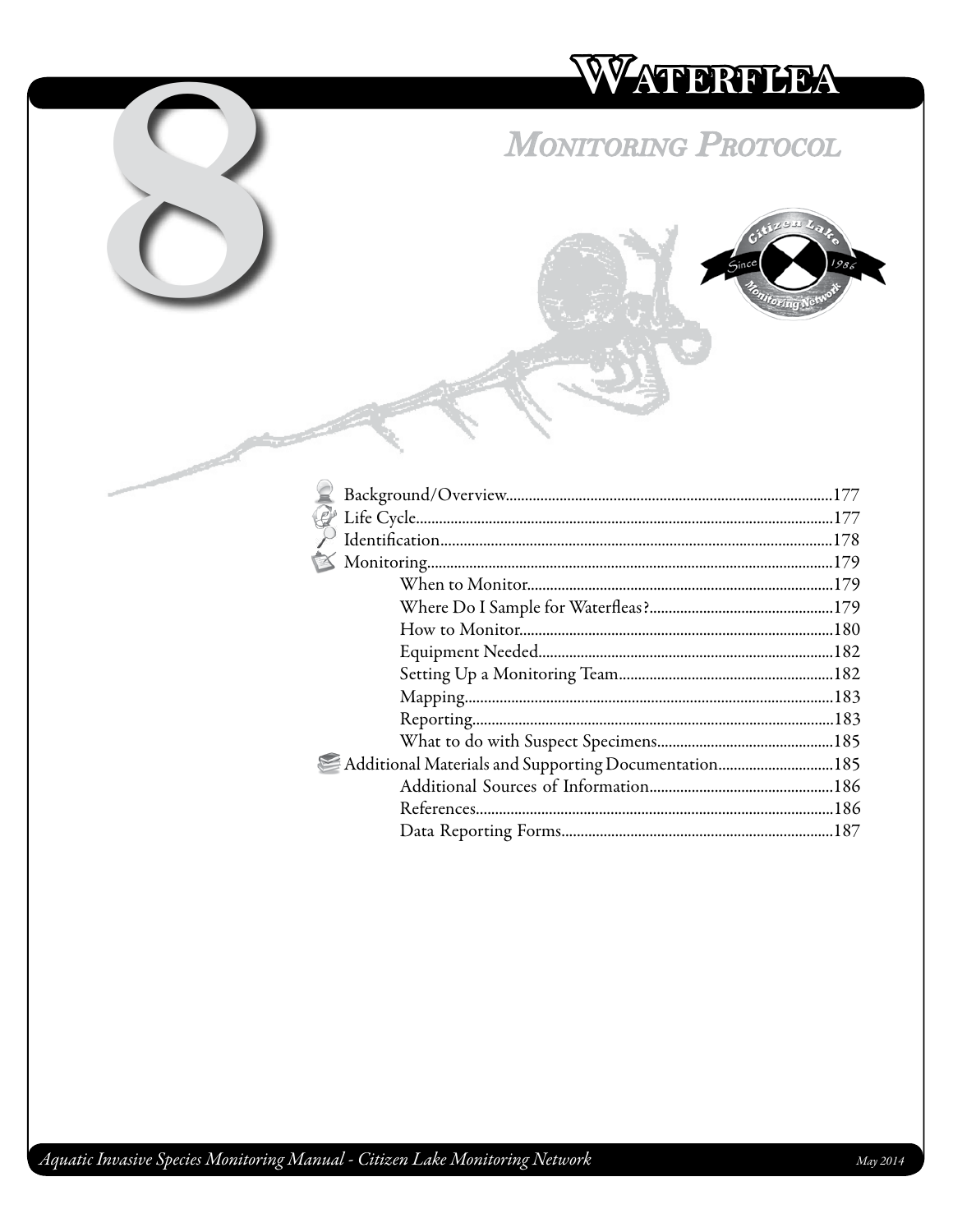# 8

# Waterflea

## *Monitoring Protocol*

Background/Overview.......................................................................................177
Life Cycle...........................................................................................................177
Identification....................................................................................................178
Monitoring........................................................................................................179
    When to Monitor...............................................................................179
    Where Do I Sample for Waterfleas?................................................179
    How to Monitor.................................................................................180
    Equipment Needed............................................................................182
    Setting Up a Monitoring Team........................................................182
    Mapping...............................................................................................183
    Reporting.............................................................................................183
    What to do with Suspect Specimens..............................................185
Additional Materials and Supporting Documentation..............................185
    Additional Sources of Information................................................186
    References............................................................................................186
    Data Reporting Forms.......................................................................187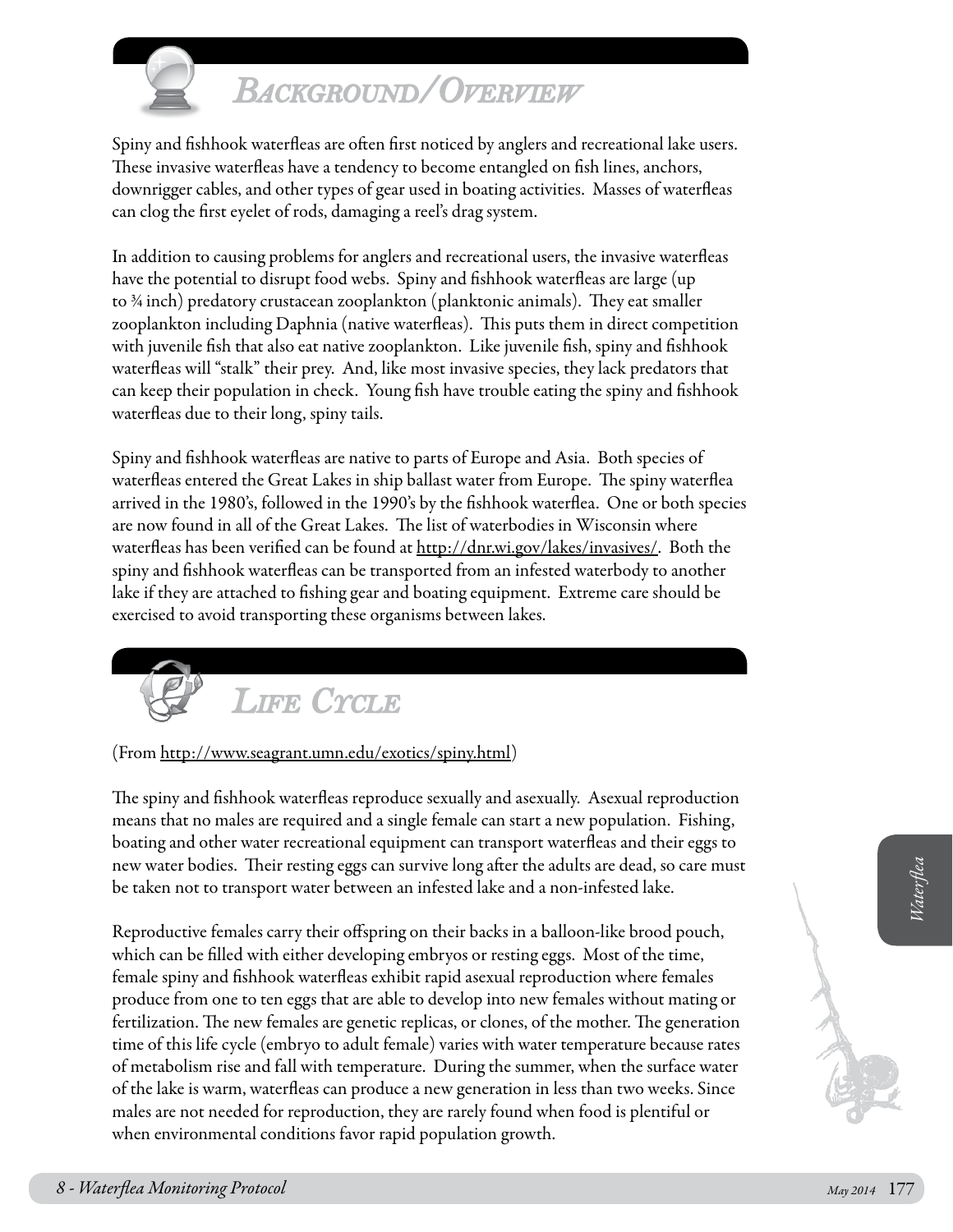## Background/Overview

Spiny and fishhook waterfleas are often first noticed by anglers and recreational lake users. These invasive waterfleas have a tendency to become entangled on fish lines, anchors, downrigger cables, and other types of gear used in boating activities. Masses of waterfleas can clog the first eyelet of rods, damaging a reel's drag system.

In addition to causing problems for anglers and recreational users, the invasive waterfleas have the potential to disrupt food webs. Spiny and fishhook waterfleas are large (up to ¾ inch) predatory crustacean zooplankton (planktonic animals). They eat smaller zooplankton including Daphnia (native waterfleas). This puts them in direct competition with juvenile fish that also eat native zooplankton. Like juvenile fish, spiny and fishhook waterfleas will "stalk" their prey. And, like most invasive species, they lack predators that can keep their population in check. Young fish have trouble eating the spiny and fishhook waterfleas due to their long, spiny tails.

Spiny and fishhook waterfleas are native to parts of Europe and Asia. Both species of waterfleas entered the Great Lakes in ship ballast water from Europe. The spiny waterflea arrived in the 1980's, followed in the 1990's by the fishhook waterflea. One or both species are now found in all of the Great Lakes. The list of waterbodies in Wisconsin where waterfleas has been verified can be found at http://dnr.wi.gov/lakes/invasives/. Both the spiny and fishhook waterfleas can be transported from an infested waterbody to another lake if they are attached to fishing gear and boating equipment. Extreme care should be exercised to avoid transporting these organisms between lakes.

## Life Cycle

(From http://www.seagrant.umn.edu/exotics/spiny.html)

The spiny and fishhook waterfleas reproduce sexually and asexually. Asexual reproduction means that no males are required and a single female can start a new population. Fishing, boating and other water recreational equipment can transport waterfleas and their eggs to new water bodies. Their resting eggs can survive long after the adults are dead, so care must be taken not to transport water between an infested lake and a non-infested lake.

Reproductive females carry their offspring on their backs in a balloon-like brood pouch, which can be filled with either developing embryos or resting eggs. Most of the time, female spiny and fishhook waterfleas exhibit rapid asexual reproduction where females produce from one to ten eggs that are able to develop into new females without mating or fertilization. The new females are genetic replicas, or clones, of the mother. The generation time of this life cycle (embryo to adult female) varies with water temperature because rates of metabolism rise and fall with temperature. During the summer, when the surface water of the lake is warm, waterfleas can produce a new generation in less than two weeks. Since males are not needed for reproduction, they are rarely found when food is plentiful or when environmental conditions favor rapid population growth.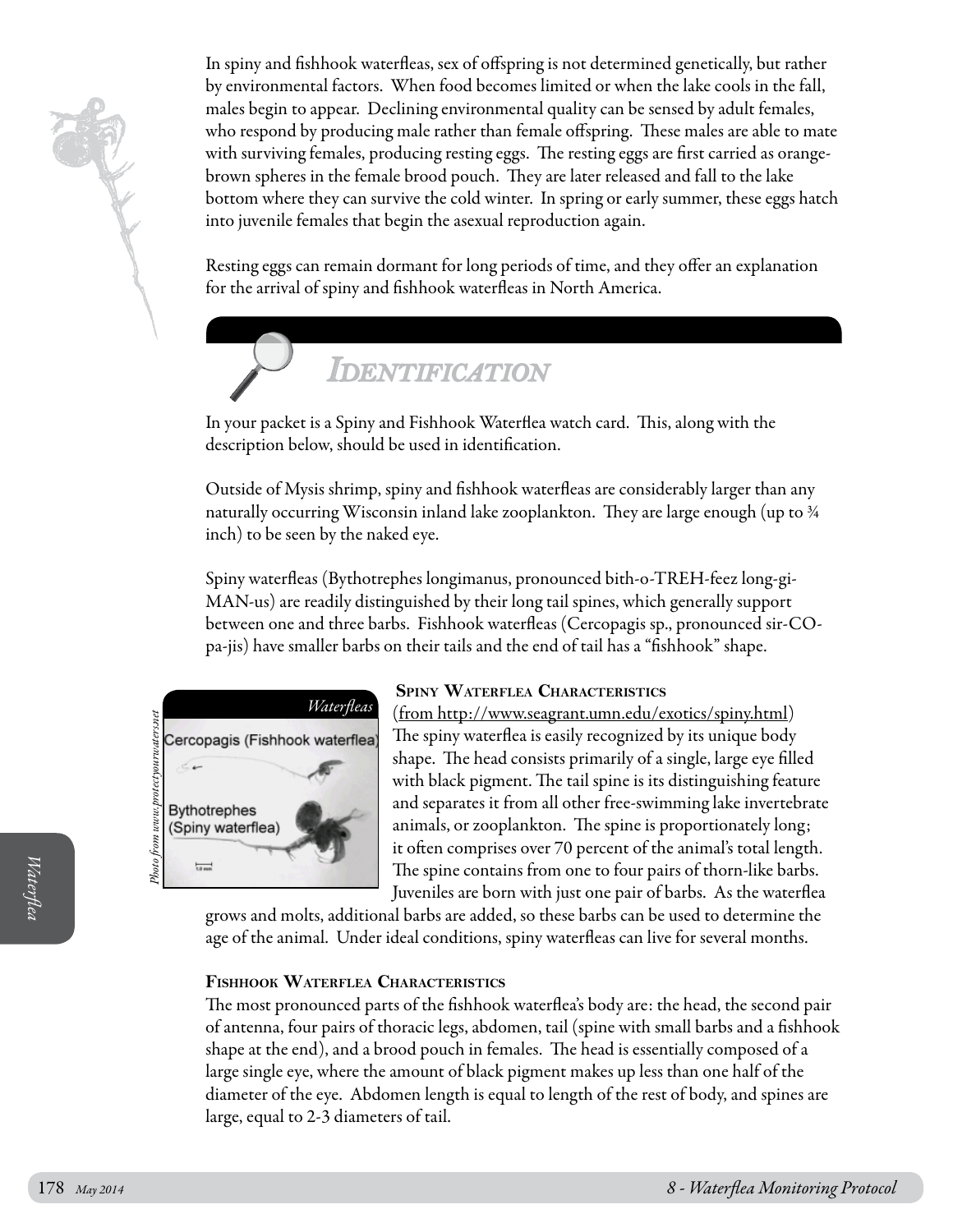In spiny and fishhook waterfleas, sex of offspring is not determined genetically, but rather by environmental factors. When food becomes limited or when the lake cools in the fall, males begin to appear. Declining environmental quality can be sensed by adult females, who respond by producing male rather than female offspring. These males are able to mate with surviving females, producing resting eggs. The resting eggs are first carried as orange-brown spheres in the female brood pouch. They are later released and fall to the lake bottom where they can survive the cold winter. In spring or early summer, these eggs hatch into juvenile females that begin the asexual reproduction again.

Resting eggs can remain dormant for long periods of time, and they offer an explanation for the arrival of spiny and fishhook waterfleas in North America.

## Identification

In your packet is a Spiny and Fishhook Waterflea watch card. This, along with the description below, should be used in identification.

Outside of Mysis shrimp, spiny and fishhook waterfleas are considerably larger than any naturally occurring Wisconsin inland lake zooplankton. They are large enough (up to ¾ inch) to be seen by the naked eye.

Spiny waterfleas (Bythotrephes longimanus, pronounced bith-o-TREH-feez long-gi-MAN-us) are readily distinguished by their long tail spines, which generally support between one and three barbs. Fishhook waterfleas (Cercopagis sp., pronounced sir-CO-pa-jis) have smaller barbs on their tails and the end of tail has a "fishhook" shape.

*Waterfleas*

*Photo from www.protectyourwaters.net*

### Spiny Waterflea Characteristics

(from http://www.seagrant.umn.edu/exotics/spiny.html)

The spiny waterflea is easily recognized by its unique body shape. The head consists primarily of a single, large eye filled with black pigment. The tail spine is its distinguishing feature and separates it from all other free-swimming lake invertebrate animals, or zooplankton. The spine is proportionately long; it often comprises over 70 percent of the animal's total length. The spine contains from one to four pairs of thorn-like barbs. Juveniles are born with just one pair of barbs. As the waterflea grows and molts, additional barbs are added, so these barbs can be used to determine the age of the animal. Under ideal conditions, spiny waterfleas can live for several months.

### Fishhook Waterflea Characteristics

The most pronounced parts of the fishhook waterflea's body are: the head, the second pair of antenna, four pairs of thoracic legs, abdomen, tail (spine with small barbs and a fishhook shape at the end), and a brood pouch in females. The head is essentially composed of a large single eye, where the amount of black pigment makes up less than one half of the diameter of the eye. Abdomen length is equal to length of the rest of body, and spines are large, equal to 2-3 diameters of tail.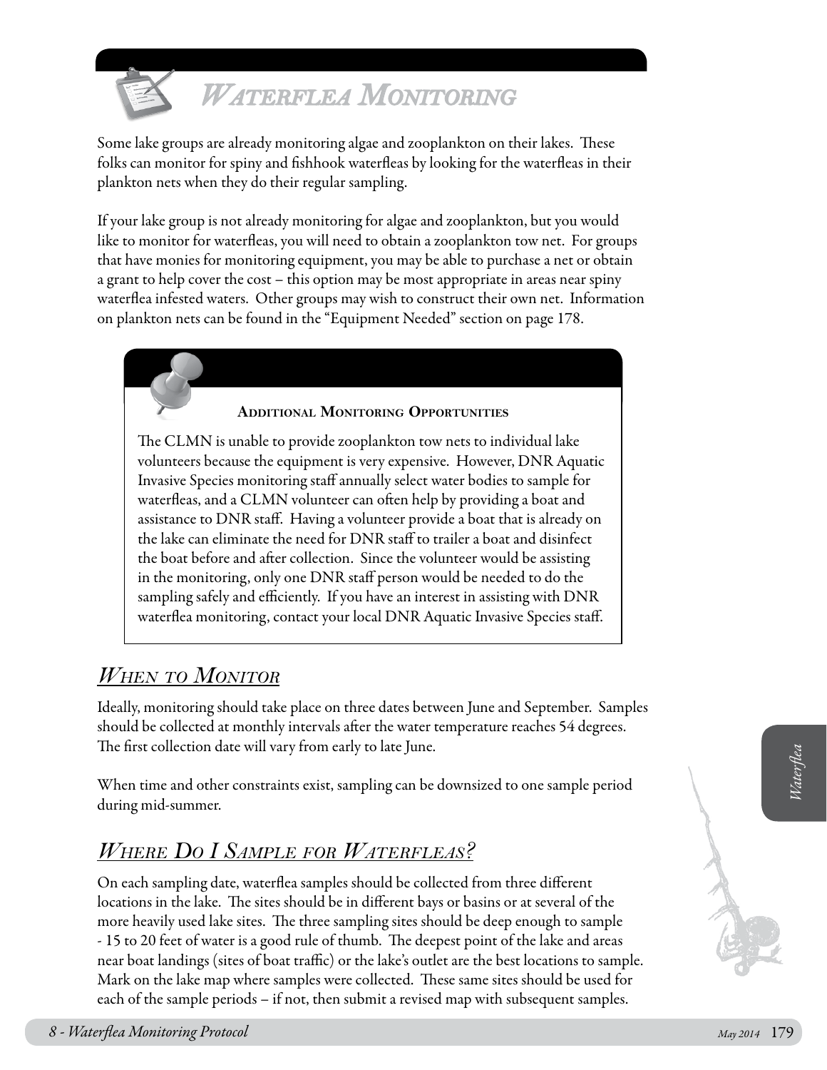# Waterflea Monitoring

Some lake groups are already monitoring algae and zooplankton on their lakes. These folks can monitor for spiny and fishhook waterfleas by looking for the waterfleas in their plankton nets when they do their regular sampling.

If your lake group is not already monitoring for algae and zooplankton, but you would like to monitor for waterfleas, you will need to obtain a zooplankton tow net. For groups that have monies for monitoring equipment, you may be able to purchase a net or obtain a grant to help cover the cost – this option may be most appropriate in areas near spiny waterflea infested waters. Other groups may wish to construct their own net. Information on plankton nets can be found in the "Equipment Needed" section on page 178.

> **Additional Monitoring Opportunities**
>
> The CLMN is unable to provide zooplankton tow nets to individual lake volunteers because the equipment is very expensive. However, DNR Aquatic Invasive Species monitoring staff annually select water bodies to sample for waterfleas, and a CLMN volunteer can often help by providing a boat and assistance to DNR staff. Having a volunteer provide a boat that is already on the lake can eliminate the need for DNR staff to trailer a boat and disinfect the boat before and after collection. Since the volunteer would be assisting in the monitoring, only one DNR staff person would be needed to do the sampling safely and efficiently. If you have an interest in assisting with DNR waterflea monitoring, contact your local DNR Aquatic Invasive Species staff.

## When to Monitor

Ideally, monitoring should take place on three dates between June and September. Samples should be collected at monthly intervals after the water temperature reaches 54 degrees. The first collection date will vary from early to late June.

When time and other constraints exist, sampling can be downsized to one sample period during mid-summer.

## Where Do I Sample for Waterfleas?

On each sampling date, waterflea samples should be collected from three different locations in the lake. The sites should be in different bays or basins or at several of the more heavily used lake sites. The three sampling sites should be deep enough to sample - 15 to 20 feet of water is a good rule of thumb. The deepest point of the lake and areas near boat landings (sites of boat traffic) or the lake's outlet are the best locations to sample. Mark on the lake map where samples were collected. These same sites should be used for each of the sample periods – if not, then submit a revised map with subsequent samples.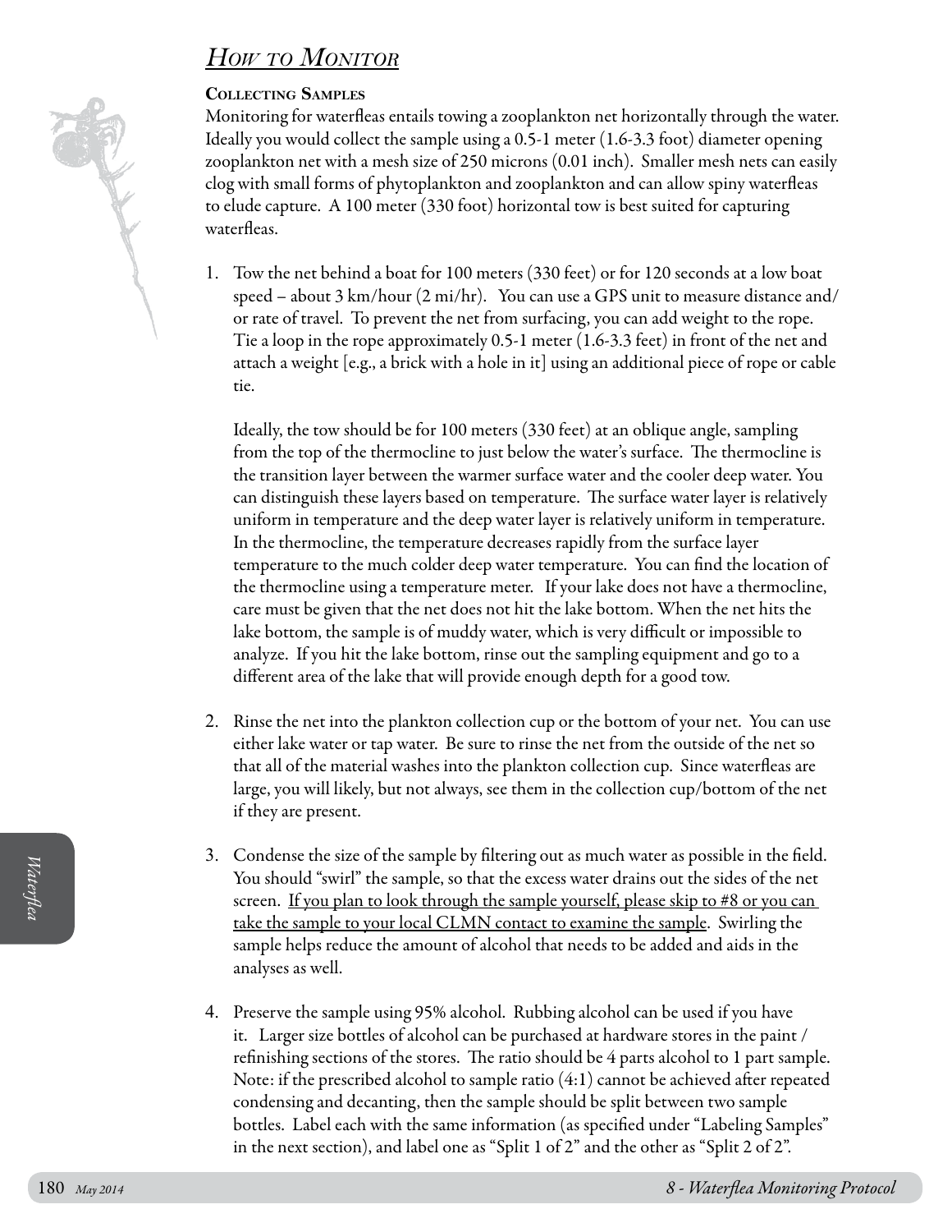## *How to Monitor*

### Collecting Samples

Monitoring for waterfleas entails towing a zooplankton net horizontally through the water. Ideally you would collect the sample using a 0.5-1 meter (1.6-3.3 foot) diameter opening zooplankton net with a mesh size of 250 microns (0.01 inch). Smaller mesh nets can easily clog with small forms of phytoplankton and zooplankton and can allow spiny waterfleas to elude capture. A 100 meter (330 foot) horizontal tow is best suited for capturing waterfleas.

1. Tow the net behind a boat for 100 meters (330 feet) or for 120 seconds at a low boat speed – about 3 km/hour (2 mi/hr). You can use a GPS unit to measure distance and/or rate of travel. To prevent the net from surfacing, you can add weight to the rope. Tie a loop in the rope approximately 0.5-1 meter (1.6-3.3 feet) in front of the net and attach a weight [e.g., a brick with a hole in it] using an additional piece of rope or cable tie.

   Ideally, the tow should be for 100 meters (330 feet) at an oblique angle, sampling from the top of the thermocline to just below the water's surface. The thermocline is the transition layer between the warmer surface water and the cooler deep water. You can distinguish these layers based on temperature. The surface water layer is relatively uniform in temperature and the deep water layer is relatively uniform in temperature. In the thermocline, the temperature decreases rapidly from the surface layer temperature to the much colder deep water temperature. You can find the location of the thermocline using a temperature meter. If your lake does not have a thermocline, care must be given that the net does not hit the lake bottom. When the net hits the lake bottom, the sample is of muddy water, which is very difficult or impossible to analyze. If you hit the lake bottom, rinse out the sampling equipment and go to a different area of the lake that will provide enough depth for a good tow.

2. Rinse the net into the plankton collection cup or the bottom of your net. You can use either lake water or tap water. Be sure to rinse the net from the outside of the net so that all of the material washes into the plankton collection cup. Since waterfleas are large, you will likely, but not always, see them in the collection cup/bottom of the net if they are present.

3. Condense the size of the sample by filtering out as much water as possible in the field. You should "swirl" the sample, so that the excess water drains out the sides of the net screen. <u>If you plan to look through the sample yourself, please skip to #8 or you can take the sample to your local CLMN contact to examine the sample</u>. Swirling the sample helps reduce the amount of alcohol that needs to be added and aids in the analyses as well.

4. Preserve the sample using 95% alcohol. Rubbing alcohol can be used if you have it. Larger size bottles of alcohol can be purchased at hardware stores in the paint / refinishing sections of the stores. The ratio should be 4 parts alcohol to 1 part sample. Note: if the prescribed alcohol to sample ratio (4:1) cannot be achieved after repeated condensing and decanting, then the sample should be split between two sample bottles. Label each with the same information (as specified under "Labeling Samples" in the next section), and label one as "Split 1 of 2" and the other as "Split 2 of 2".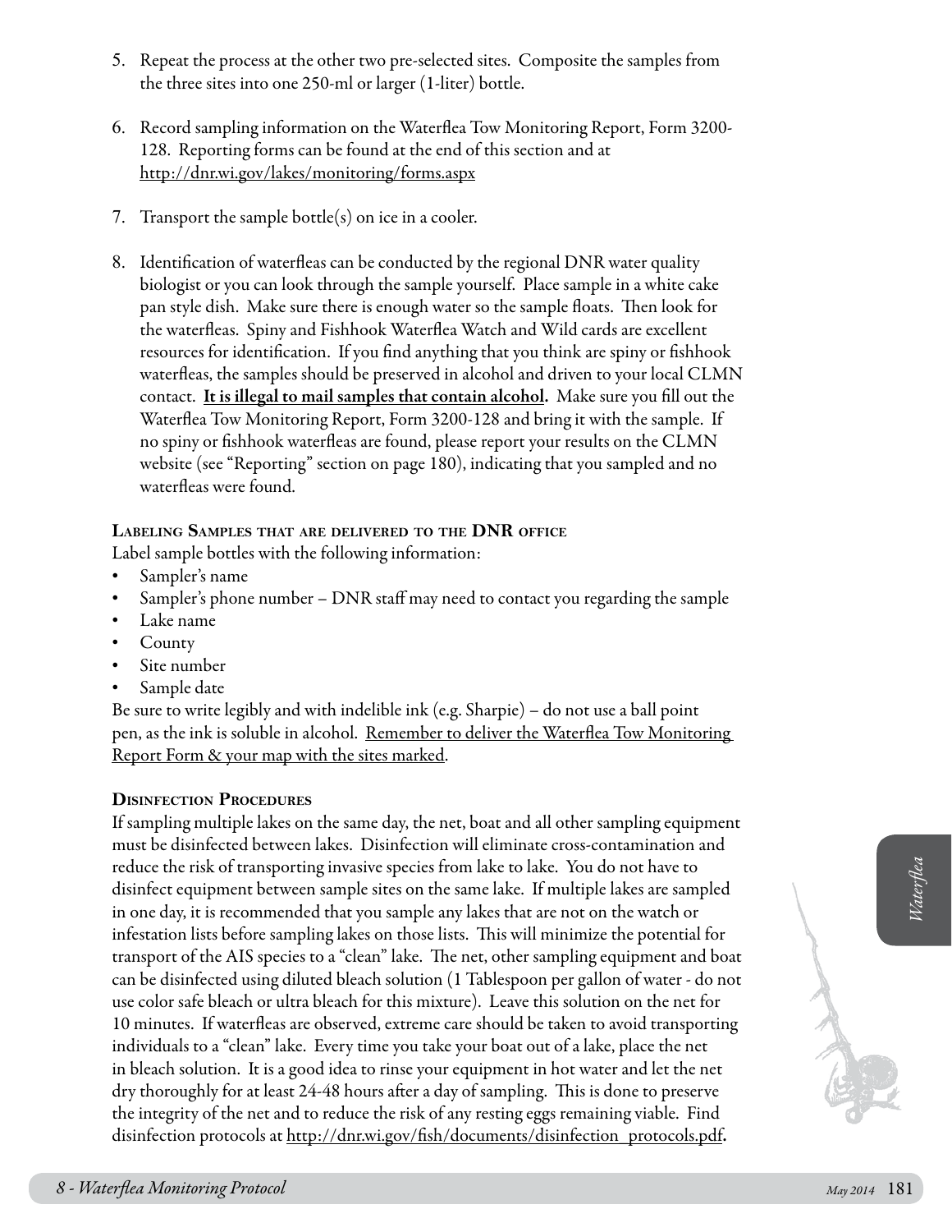5. Repeat the process at the other two pre-selected sites. Composite the samples from the three sites into one 250-ml or larger (1-liter) bottle.

6. Record sampling information on the Waterflea Tow Monitoring Report, Form 3200-128. Reporting forms can be found at the end of this section and at http://dnr.wi.gov/lakes/monitoring/forms.aspx

7. Transport the sample bottle(s) on ice in a cooler.

8. Identification of waterfleas can be conducted by the regional DNR water quality biologist or you can look through the sample yourself. Place sample in a white cake pan style dish. Make sure there is enough water so the sample floats. Then look for the waterfleas. Spiny and Fishhook Waterflea Watch and Wild cards are excellent resources for identification. If you find anything that you think are spiny or fishhook waterfleas, the samples should be preserved in alcohol and driven to your local CLMN contact. **It is illegal to mail samples that contain alcohol.** Make sure you fill out the Waterflea Tow Monitoring Report, Form 3200-128 and bring it with the sample. If no spiny or fishhook waterfleas are found, please report your results on the CLMN website (see "Reporting" section on page 180), indicating that you sampled and no waterfleas were found.

### Labeling Samples that are delivered to the DNR office

Label sample bottles with the following information:

- Sampler's name
- Sampler's phone number – DNR staff may need to contact you regarding the sample
- Lake name
- County
- Site number
- Sample date

Be sure to write legibly and with indelible ink (e.g. Sharpie) – do not use a ball point pen, as the ink is soluble in alcohol. Remember to deliver the Waterflea Tow Monitoring Report Form & your map with the sites marked.

### Disinfection Procedures

If sampling multiple lakes on the same day, the net, boat and all other sampling equipment must be disinfected between lakes. Disinfection will eliminate cross-contamination and reduce the risk of transporting invasive species from lake to lake. You do not have to disinfect equipment between sample sites on the same lake. If multiple lakes are sampled in one day, it is recommended that you sample any lakes that are not on the watch or infestation lists before sampling lakes on those lists. This will minimize the potential for transport of the AIS species to a "clean" lake. The net, other sampling equipment and boat can be disinfected using diluted bleach solution (1 Tablespoon per gallon of water - do not use color safe bleach or ultra bleach for this mixture). Leave this solution on the net for 10 minutes. If waterfleas are observed, extreme care should be taken to avoid transporting individuals to a "clean" lake. Every time you take your boat out of a lake, place the net in bleach solution. It is a good idea to rinse your equipment in hot water and let the net dry thoroughly for at least 24-48 hours after a day of sampling. This is done to preserve the integrity of the net and to reduce the risk of any resting eggs remaining viable. Find disinfection protocols at http://dnr.wi.gov/fish/documents/disinfection_protocols.pdf.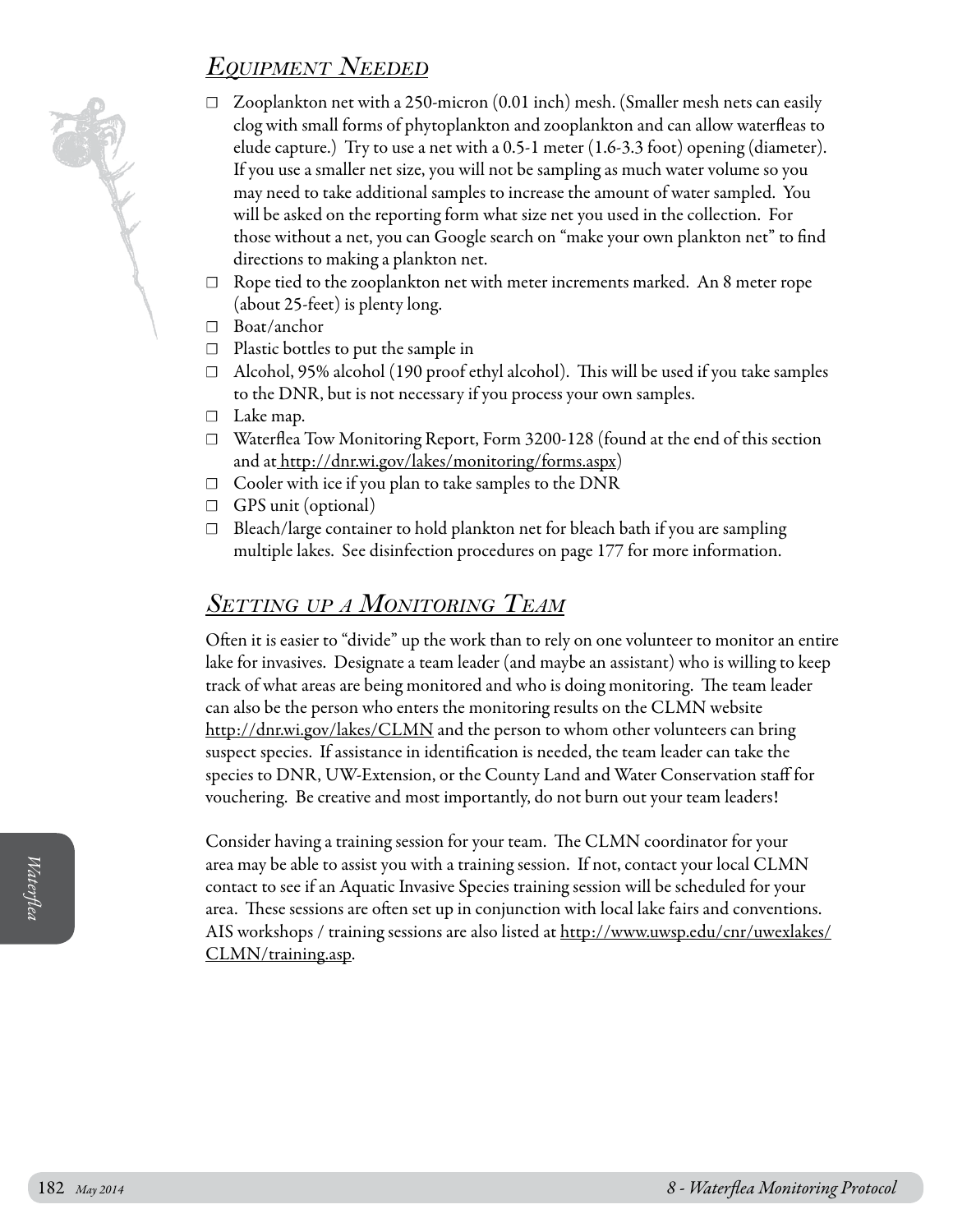## Equipment Needed

- ☐ Zooplankton net with a 250-micron (0.01 inch) mesh. (Smaller mesh nets can easily clog with small forms of phytoplankton and zooplankton and can allow waterfleas to elude capture.) Try to use a net with a 0.5-1 meter (1.6-3.3 foot) opening (diameter). If you use a smaller net size, you will not be sampling as much water volume so you may need to take additional samples to increase the amount of water sampled. You will be asked on the reporting form what size net you used in the collection. For those without a net, you can Google search on "make your own plankton net" to find directions to making a plankton net.
- ☐ Rope tied to the zooplankton net with meter increments marked. An 8 meter rope (about 25-feet) is plenty long.
- ☐ Boat/anchor
- ☐ Plastic bottles to put the sample in
- ☐ Alcohol, 95% alcohol (190 proof ethyl alcohol). This will be used if you take samples to the DNR, but is not necessary if you process your own samples.
- ☐ Lake map.
- ☐ Waterflea Tow Monitoring Report, Form 3200-128 (found at the end of this section and at http://dnr.wi.gov/lakes/monitoring/forms.aspx)
- ☐ Cooler with ice if you plan to take samples to the DNR
- ☐ GPS unit (optional)
- ☐ Bleach/large container to hold plankton net for bleach bath if you are sampling multiple lakes. See disinfection procedures on page 177 for more information.

## Setting up a Monitoring Team

Often it is easier to "divide" up the work than to rely on one volunteer to monitor an entire lake for invasives. Designate a team leader (and maybe an assistant) who is willing to keep track of what areas are being monitored and who is doing monitoring. The team leader can also be the person who enters the monitoring results on the CLMN website http://dnr.wi.gov/lakes/CLMN and the person to whom other volunteers can bring suspect species. If assistance in identification is needed, the team leader can take the species to DNR, UW-Extension, or the County Land and Water Conservation staff for vouchering. Be creative and most importantly, do not burn out your team leaders!

Consider having a training session for your team. The CLMN coordinator for your area may be able to assist you with a training session. If not, contact your local CLMN contact to see if an Aquatic Invasive Species training session will be scheduled for your area. These sessions are often set up in conjunction with local lake fairs and conventions. AIS workshops / training sessions are also listed at http://www.uwsp.edu/cnr/uwexlakes/CLMN/training.asp.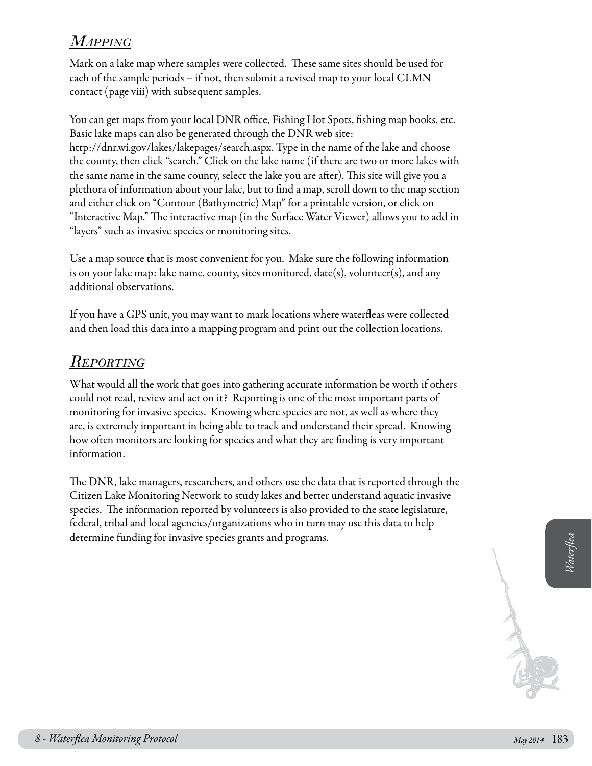## *Mapping*

Mark on a lake map where samples were collected. These same sites should be used for each of the sample periods – if not, then submit a revised map to your local CLMN contact (page viii) with subsequent samples.

You can get maps from your local DNR office, Fishing Hot Spots, fishing map books, etc. Basic lake maps can also be generated through the DNR web site: http://dnr.wi.gov/lakes/lakepages/search.aspx. Type in the name of the lake and choose the county, then click "search." Click on the lake name (if there are two or more lakes with the same name in the same county, select the lake you are after). This site will give you a plethora of information about your lake, but to find a map, scroll down to the map section and either click on "Contour (Bathymetric) Map" for a printable version, or click on "Interactive Map." The interactive map (in the Surface Water Viewer) allows you to add in "layers" such as invasive species or monitoring sites.

Use a map source that is most convenient for you. Make sure the following information is on your lake map: lake name, county, sites monitored, date(s), volunteer(s), and any additional observations.

If you have a GPS unit, you may want to mark locations where waterfleas were collected and then load this data into a mapping program and print out the collection locations.

## *Reporting*

What would all the work that goes into gathering accurate information be worth if others could not read, review and act on it? Reporting is one of the most important parts of monitoring for invasive species. Knowing where species are not, as well as where they are, is extremely important in being able to track and understand their spread. Knowing how often monitors are looking for species and what they are finding is very important information.

The DNR, lake managers, researchers, and others use the data that is reported through the Citizen Lake Monitoring Network to study lakes and better understand aquatic invasive species. The information reported by volunteers is also provided to the state legislature, federal, tribal and local agencies/organizations who in turn may use this data to help determine funding for invasive species grants and programs.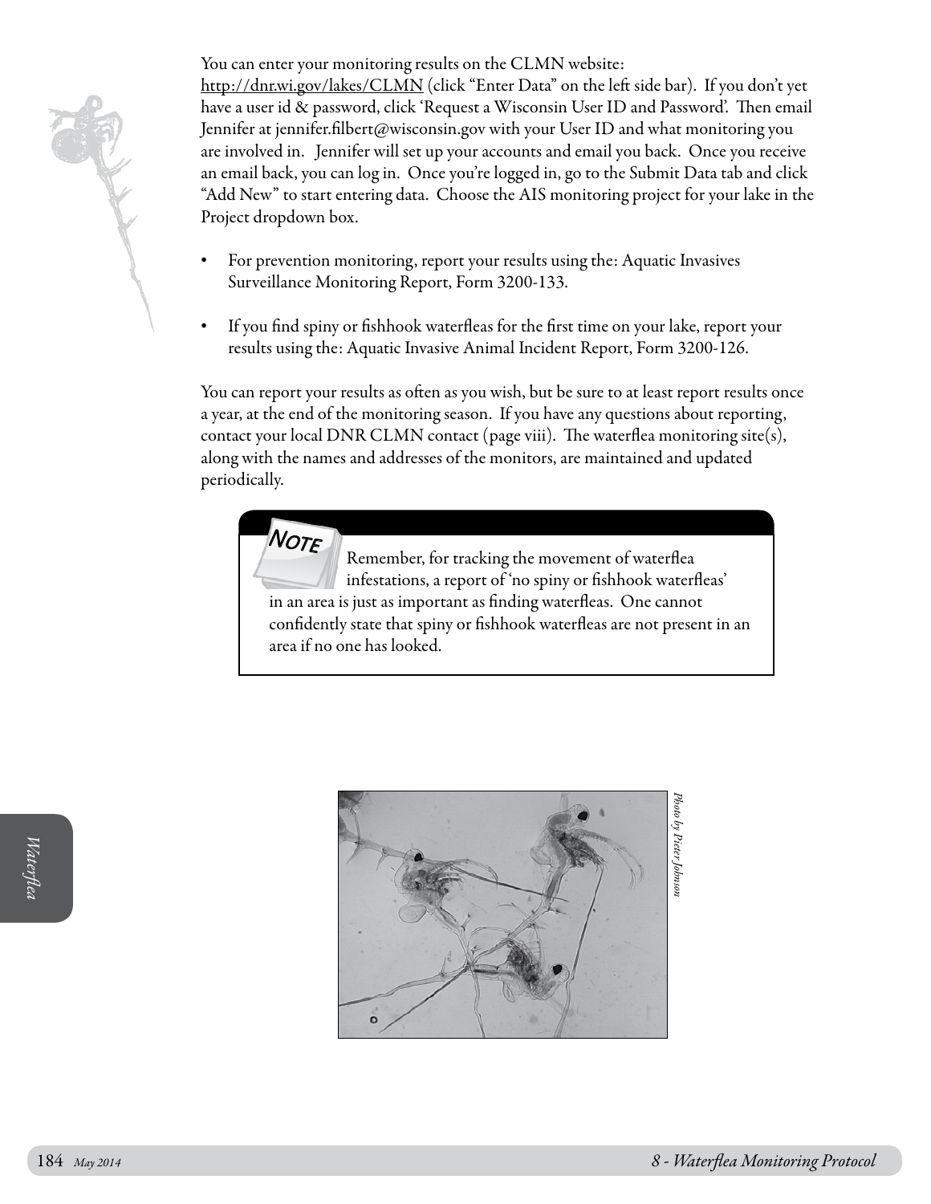You can enter your monitoring results on the CLMN website: http://dnr.wi.gov/lakes/CLMN (click "Enter Data" on the left side bar). If you don't yet have a user id & password, click 'Request a Wisconsin User ID and Password'. Then email Jennifer at jennifer.filbert@wisconsin.gov with your User ID and what monitoring you are involved in. Jennifer will set up your accounts and email you back. Once you receive an email back, you can log in. Once you're logged in, go to the Submit Data tab and click "Add New" to start entering data. Choose the AIS monitoring project for your lake in the Project dropdown box.

- For prevention monitoring, report your results using the: Aquatic Invasives Surveillance Monitoring Report, Form 3200-133.
- If you find spiny or fishhook waterfleas for the first time on your lake, report your results using the: Aquatic Invasive Animal Incident Report, Form 3200-126.

You can report your results as often as you wish, but be sure to at least report results once a year, at the end of the monitoring season. If you have any questions about reporting, contact your local DNR CLMN contact (page viii). The waterflea monitoring site(s), along with the names and addresses of the monitors, are maintained and updated periodically.

> **NOTE**
>
> Remember, for tracking the movement of waterflea infestations, a report of 'no spiny or fishhook waterfleas' in an area is just as important as finding waterfleas. One cannot confidently state that spiny or fishhook waterfleas are not present in an area if no one has looked.

*Photo by Pieter Johnson*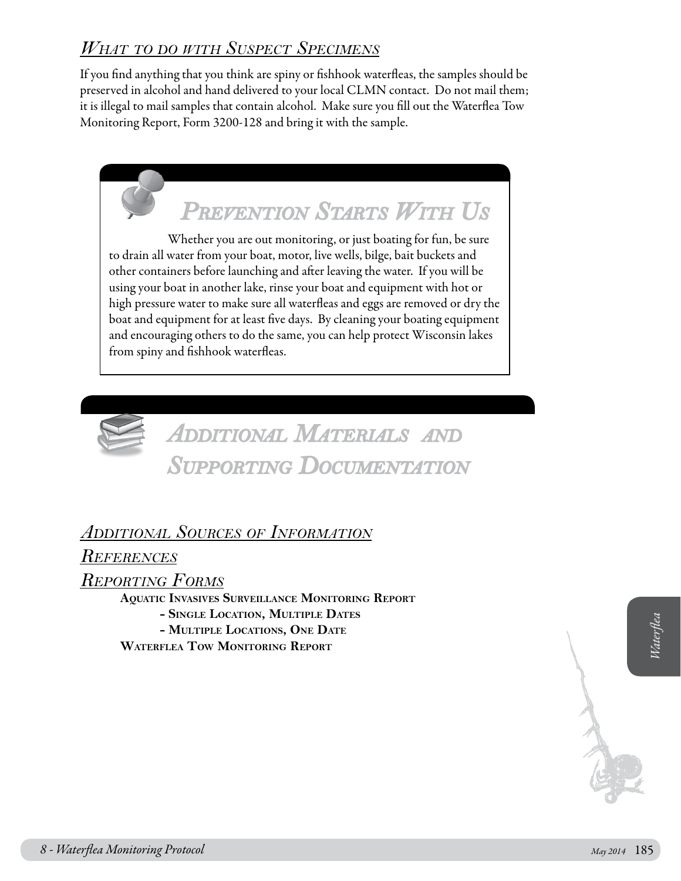## *What to do with Suspect Specimens*

If you find anything that you think are spiny or fishhook waterfleas, the samples should be preserved in alcohol and hand delivered to your local CLMN contact. Do not mail them; it is illegal to mail samples that contain alcohol. Make sure you fill out the Waterflea Tow Monitoring Report, Form 3200-128 and bring it with the sample.

## *Prevention Starts With Us*

Whether you are out monitoring, or just boating for fun, be sure to drain all water from your boat, motor, live wells, bilge, bait buckets and other containers before launching and after leaving the water. If you will be using your boat in another lake, rinse your boat and equipment with hot or high pressure water to make sure all waterfleas and eggs are removed or dry the boat and equipment for at least five days. By cleaning your boating equipment and encouraging others to do the same, you can help protect Wisconsin lakes from spiny and fishhook waterfleas.

# *Additional Materials and Supporting Documentation*

## *Additional Sources of Information*

## *References*

## *Reporting Forms*

**Aquatic Invasives Surveillance Monitoring Report**

- **Single Location, Multiple Dates**
- **Multiple Locations, One Date**

**Waterflea Tow Monitoring Report**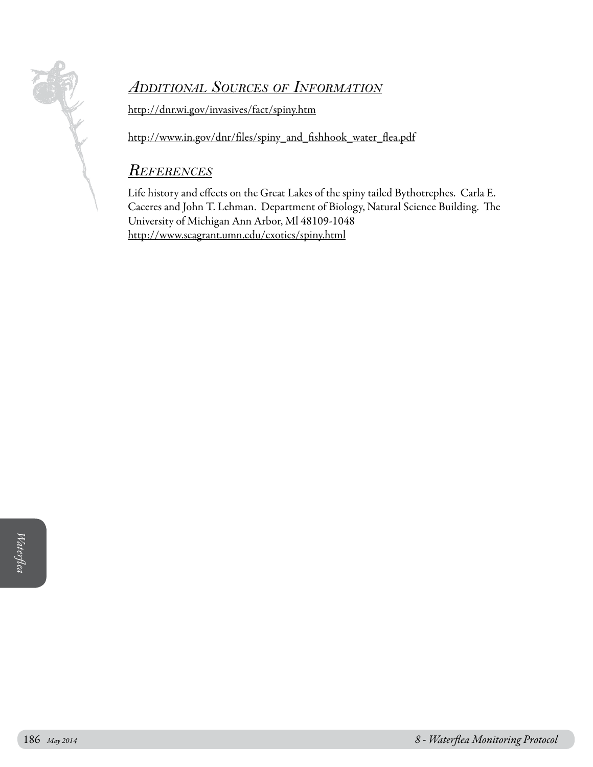## *Additional Sources of Information*

http://dnr.wi.gov/invasives/fact/spiny.htm

http://www.in.gov/dnr/files/spiny_and_fishhook_water_flea.pdf

## *References*

Life history and effects on the Great Lakes of the spiny tailed Bythotrephes. Carla E. Caceres and John T. Lehman. Department of Biology, Natural Science Building. The University of Michigan Ann Arbor, Ml 48109-1048
http://www.seagrant.umn.edu/exotics/spiny.html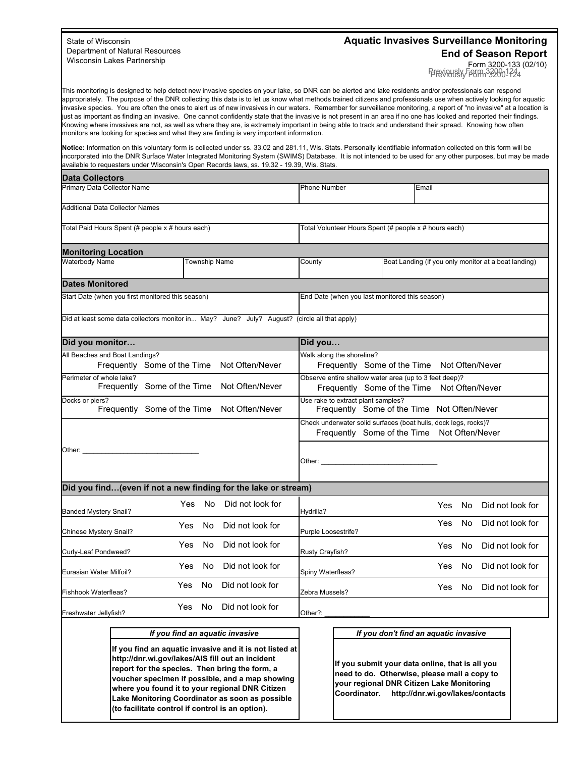State of Wisconsin
Department of Natural Resources
Wisconsin Lakes Partnership

# Aquatic Invasives Surveillance Monitoring End of Season Report

Form 3200-133 (02/10)
Previously Form 3200-124

This monitoring is designed to help detect new invasive species on your lake, so DNR can be alerted and lake residents and/or professionals can respond appropriately. The purpose of the DNR collecting this data is to let us know what methods trained citizens and professionals use when actively looking for aquatic invasive species. You are often the ones to alert us of new invasives in our waters. Remember for surveillance monitoring, a report of "no invasive" at a location is just as important as finding an invasive. One cannot confidently state that the invasive is not present in an area if no one has looked and reported their findings. Knowing where invasives are not, as well as where they are, is extremely important in being able to track and understand their spread. Knowing how often monitors are looking for species and what they are finding is very important information.

**Notice:** Information on this voluntary form is collected under ss. 33.02 and 281.11, Wis. Stats. Personally identifiable information collected on this form will be incorporated into the DNR Surface Water Integrated Monitoring System (SWIMS) Database. It is not intended to be used for any other purposes, but may be made available to requesters under Wisconsin's Open Records laws, ss. 19.32 - 19.39, Wis. Stats.

## Data Collectors

| Primary Data Collector Name | Phone Number | Email |
|---|---|---|
| | | |

Additional Data Collector Names

| Total Paid Hours Spent (# people x # hours each) | Total Volunteer Hours Spent (# people x # hours each) |
|---|---|
| | |

## Monitoring Location

| Waterbody Name | Township Name | County | Boat Landing (if you only monitor at a boat landing) |
|---|---|---|---|
| | | | |

## Dates Monitored

| Start Date (when you first monitored this season) | End Date (when you last monitored this season) |
|---|---|
| | |

Did at least some data collectors monitor in... May? June? July? August? (circle all that apply)

## Did you monitor…

| Did you monitor… | | | |
|---|---|---|---|
| All Beaches and Boat Landings? | Frequently | Some of the Time | Not Often/Never |
| Perimeter of whole lake? | Frequently | Some of the Time | Not Often/Never |
| Docks or piers? | Frequently | Some of the Time | Not Often/Never |
| Other: ______________________________ | | | |

## Did you…

| Did you… | | | |
|---|---|---|---|
| Walk along the shoreline? | Frequently | Some of the Time | Not Often/Never |
| Observe entire shallow water area (up to 3 feet deep)? | Frequently | Some of the Time | Not Often/Never |
| Use rake to extract plant samples? | Frequently | Some of the Time | Not Often/Never |
| Check underwater solid surfaces (boat hulls, dock legs, rocks)? | Frequently | Some of the Time | Not Often/Never |
| Other: ______________________________ | | | |

## Did you find…(even if not a new finding for the lake or stream)

| Species | | | | Species | | | |
|---|---|---|---|---|---|---|---|
| Banded Mystery Snail? | Yes | No | Did not look for | Hydrilla? | Yes | No | Did not look for |
| Chinese Mystery Snail? | Yes | No | Did not look for | Purple Loosestrife? | Yes | No | Did not look for |
| Curly-Leaf Pondweed? | Yes | No | Did not look for | Rusty Crayfish? | Yes | No | Did not look for |
| Eurasian Water Milfoil? | Yes | No | Did not look for | Spiny Waterfleas? | Yes | No | Did not look for |
| Fishhook Waterfleas? | Yes | No | Did not look for | Zebra Mussels? | Yes | No | Did not look for |
| Freshwater Jellyfish? | Yes | No | Did not look for | Other?: ___________ | | | |

***If you find an aquatic invasive***

**If you find an aquatic invasive and it is not listed at http://dnr.wi.gov/lakes/AIS fill out an incident report for the species. Then bring the form, a voucher specimen if possible, and a map showing where you found it to your regional DNR Citizen Lake Monitoring Coordinator as soon as possible (to facilitate control if control is an option).**

***If you don't find an aquatic invasive***

**If you submit your data online, that is all you need to do. Otherwise, please mail a copy to your regional DNR Citizen Lake Monitoring Coordinator. http://dnr.wi.gov/lakes/contacts**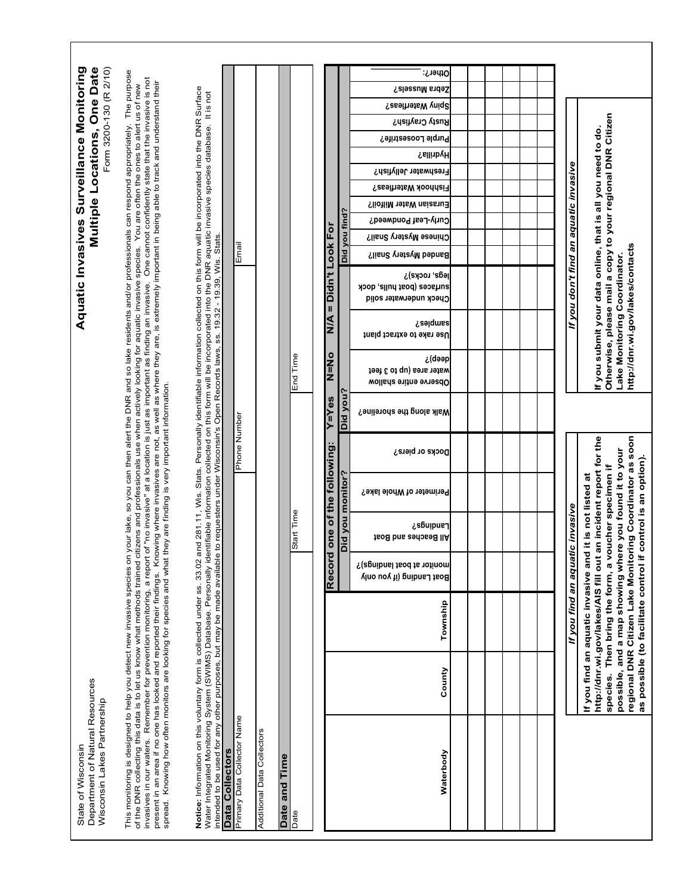State of Wisconsin
Department of Natural Resources
Wisconsin Lakes Partnership

# Aquatic Invasives Surveillance Monitoring
## Multiple Locations, One Date
Form 3200-130 (R 2/10)

This monitoring is designed to help you detect new invasive species on your lake, so you can then alert the DNR and so lake residents and/or professionals can respond appropriately. The purpose of the DNR collecting this data is to let us know what methods trained citizens and professionals use when actively looking for aquatic invasive species. You are often the ones to alert us of new invasives in our waters. Remember for prevention monitoring, a report of "no invasive" at a location is just as important as finding an invasive. One cannot confidently state that the invasive is not present in an area if no one has looked and reported their findings. Knowing where invasives are not, as well as where they are, is extremely important in being able to track and understand their spread. Knowing how often monitors are looking for species and what they are finding is very important information.

**Notice:** Information on this voluntary form is collected under ss. 33.02 and 281.11, Wis. Stats. Personally identifiable information collected on this form will be incorporated into the DNR Surface Water Integrated Monitoring System (SWIMS) Database. Personally identifiable information collected on this form will be incorporated into the DNR aquatic invasive species database. It is not intended to be used for any other purposes, but may be made available to requesters under Wisconsin's Open Records laws, ss. 19.32 - 19.39, Wis. Stats.

### Data Collectors

| Primary Data Collector Name | Phone Number | Email |
|---|---|---|
| | | |

Additional Data Collectors

### Date and Time

| Date | Start Time | End Time |
|---|---|---|
| | | |

| Waterbody | County | Township | Record one of the following: Y=Yes N=No N/A = Didn't Look For | | | | | | | | | | | | | | | | | | |
|---|---|---|---|---|---|---|---|---|---|---|---|---|---|---|---|---|---|---|---|---|---|
| | | | Did you monitor? | | | | Did you? | | | | Did you find? | | | | | | | | | | |
| | | | Boat Landing (if you only monitor at boat landings)? | All Beaches and Boat Landings? | Perimeter of Whole lake? | Docks or piers? | Walk along the shoreline? | Observe entire shallow water area (up to 3 feet deep)? | Use rake to extract plant samples? | Check underwater solid surfaces (boat hulls, dock legs, rocks)? | Banded Mystery Snail? | Chinese Mystery Snail? | Curly-Leaf Pondweed? | Eurasian Water Milfoil? | Fishhook Waterfleas? | Freshwater Jellyfish? | Hydrilla? | Purple Loosestrife? | Rusty Crayfish? | Spiny Waterfleas? | Zebra Mussels? | Other?: ______ |
| | | | | | | | | | | | | | | | | | | | | | | |
| | | | | | | | | | | | | | | | | | | | | | | |
| | | | | | | | | | | | | | | | | | | | | | | |
| | | | | | | | | | | | | | | | | | | | | | | |
| | | | | | | | | | | | | | | | | | | | | | | |
| | | | | | | | | | | | | | | | | | | | | | | |

*If you find an aquatic invasive*

**If you find an aquatic invasive and it is not listed at http://dnr.wi.gov/lakes/AIS fill out an incident report for the species. Then bring the form, a voucher specimen if possible, and a map showing where you found it to your regional DNR Citizen Lake Monitoring Coordinator as soon as possible (to facilitate control if control is an option).**

*If you don't find an aquatic invasive*

**If you submit your data online, that is all you need to do. Otherwise, please mail a copy to your regional DNR Citizen Lake Monitoring Coordinator. http://dnr.wi.gov/lakes/contacts**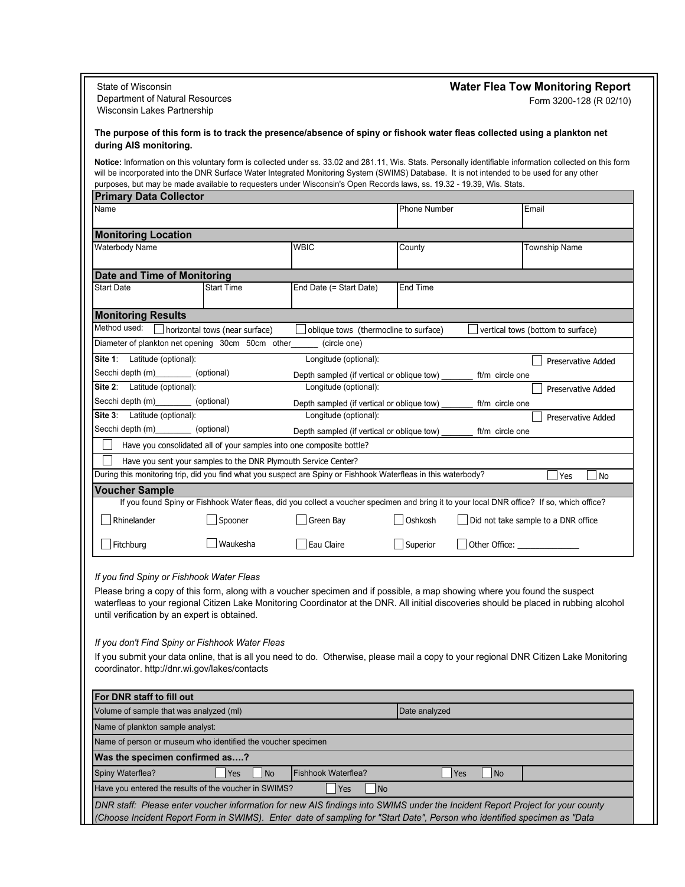State of Wisconsin
Department of Natural Resources
Wisconsin Lakes Partnership

# Water Flea Tow Monitoring Report

Form 3200-128 (R 02/10)

**The purpose of this form is to track the presence/absence of spiny or fishook water fleas collected using a plankton net during AIS monitoring.**

**Notice:** Information on this voluntary form is collected under ss. 33.02 and 281.11, Wis. Stats. Personally identifiable information collected on this form will be incorporated into the DNR Surface Water Integrated Monitoring System (SWIMS) Database. It is not intended to be used for any other purposes, but may be made available to requesters under Wisconsin's Open Records laws, ss. 19.32 - 19.39, Wis. Stats.

## Primary Data Collector

| Name | Phone Number | Email |
|---|---|---|
| | | |

## Monitoring Location

| Waterbody Name | WBIC | County | Township Name |
|---|---|---|---|
| | | | |

## Date and Time of Monitoring

| Start Date | Start Time | End Date (= Start Date) | End Time |
|---|---|---|---|
| | | | |

## Monitoring Results

Method used: ☐ horizontal tows (near surface) ☐ oblique tows (thermocline to surface) ☐ vertical tows (bottom to surface)

Diameter of plankton net opening 30cm 50cm other______ (circle one)

**Site 1**: Latitude (optional): Longitude (optional): ☐ Preservative Added

Secchi depth (m)________ (optional) Depth sampled (if vertical or oblique tow) _______ ft/m circle one

**Site 2**: Latitude (optional): Longitude (optional): ☐ Preservative Added

Secchi depth (m)________ (optional) Depth sampled (if vertical or oblique tow) _______ ft/m circle one

**Site 3**: Latitude (optional): Longitude (optional): ☐ Preservative Added

Secchi depth (m)________ (optional) Depth sampled (if vertical or oblique tow) _______ ft/m circle one

☐ Have you consolidated all of your samples into one composite bottle?

☐ Have you sent your samples to the DNR Plymouth Service Center?

During this monitoring trip, did you find what you suspect are Spiny or Fishhook Waterfleas in this waterbody? ☐ Yes ☐ No

## Voucher Sample

If you found Spiny or Fishhook Water fleas, did you collect a voucher specimen and bring it to your local DNR office? If so, which office?

| | | | | |
|---|---|---|---|---|
| ☐ Rhinelander | ☐ Spooner | ☐ Green Bay | ☐ Oshkosh | ☐ Did not take sample to a DNR office |
| ☐ Fitchburg | ☐ Waukesha | ☐ Eau Claire | ☐ Superior | ☐ Other Office: _____________ |

*If you find Spiny or Fishhook Water Fleas*

Please bring a copy of this form, along with a voucher specimen and if possible, a map showing where you found the suspect waterfleas to your regional Citizen Lake Monitoring Coordinator at the DNR. All initial discoveries should be placed in rubbing alcohol until verification by an expert is obtained.

*If you don't Find Spiny or Fishhook Water Fleas*

If you submit your data online, that is all you need to do. Otherwise, please mail a copy to your regional DNR Citizen Lake Monitoring coordinator. http://dnr.wi.gov/lakes/contacts

## For DNR staff to fill out

Volume of sample that was analyzed (ml) Date analyzed

Name of plankton sample analyst:

Name of person or museum who identified the voucher specimen

**Was the specimen confirmed as….?**

Spiny Waterflea? ☐ Yes ☐ No Fishhook Waterflea? ☐ Yes ☐ No

Have you entered the results of the voucher in SWIMS? ☐ Yes ☐ No

*DNR staff: Please enter voucher information for new AIS findings into SWIMS under the Incident Report Project for your county (Choose Incident Report Form in SWIMS). Enter date of sampling for "Start Date", Person who identified specimen as "Data*